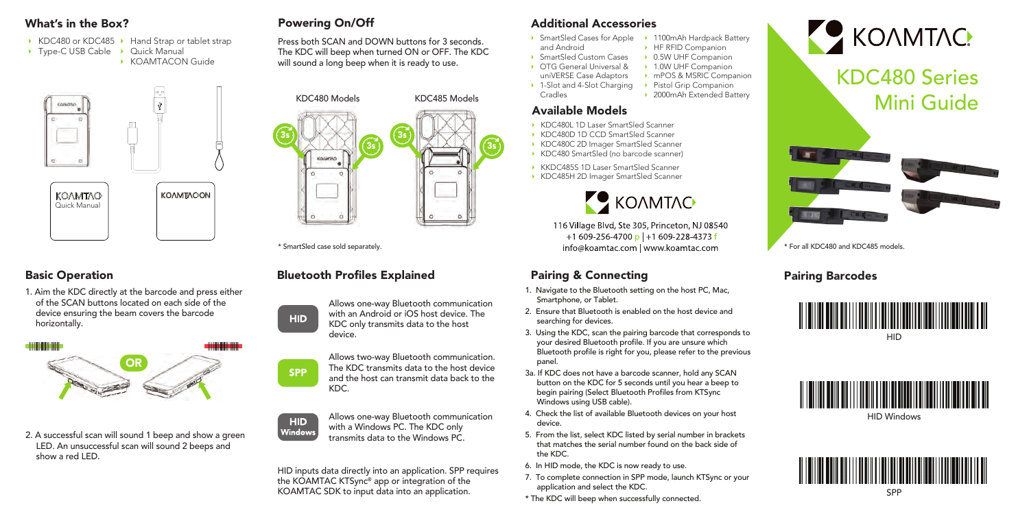# KOAMTAC

# KDC480 Series Mini Guide

\* For all KDC480 and KDC485 models.

## What's in the Box?

- KDC480 or KDC485
- Type-C USB Cable
- Hand Strap or tablet strap
- Quick Manual
- KOAMTACON Guide

## Basic Operation

1. Aim the KDC directly at the barcode and press either of the SCAN buttons located on each side of the device ensuring the beam covers the barcode horizontally.

OR

2. A successful scan will sound 1 beep and show a green LED. An unsuccessful scan will sound 2 beeps and show a red LED.

## Powering On/Off

Press both SCAN and DOWN buttons for 3 seconds. The KDC will beep when turned ON or OFF. The KDC will sound a long beep when it is ready to use.

KDC480 Models — 3s — 3s

KDC485 Models — 3s — 3s

\* SmartSled case sold separately.

## Bluetooth Profiles Explained

**HID** — Allows one-way Bluetooth communication with an Android or iOS host device. The KDC only transmits data to the host device.

**SPP** — Allows two-way Bluetooth communication. The KDC transmits data to the host device and the host can transmit data back to the KDC.

**HID Windows** — Allows one-way Bluetooth communication with a Windows PC. The KDC only transmits data to the Windows PC.

HID inputs data directly into an application. SPP requires the KOAMTAC KTSync® app or integration of the KOAMTAC SDK to input data into an application.

## Additional Accessories

- SmartSled Cases for Apple and Android
- SmartSled Custom Cases
- OTG General Universal & uniVERSE Case Adaptors
- 1-Slot and 4-Slot Charging Cradles
- 1100mAh Hardpack Battery
- HF RFID Companion
- 0.5W UHF Companion
- 1.0W UHF Companion
- mPOS & MSRIC Companion
- Pistol Grip Companion
- 2000mAh Extended Battery

## Available Models

- KDC480L 1D Laser SmartSled Scanner
- KDC480D 1D CCD SmartSled Scanner
- KDC480C 2D Imager SmartSled Scanner
- KDC480 SmartSled (no barcode scanner)
- KKDC485S 1D Laser SmartSled Scanner
- KDC485H 2D Imager SmartSled Scanner

KOAMTAC

116 Village Blvd, Ste 305, Princeton, NJ 08540
+1 609-256-4700 p | +1 609-228-4373 f
info@koamtac.com | www.koamtac.com

## Pairing & Connecting

1. Navigate to the Bluetooth setting on the host PC, Mac, Smartphone, or Tablet.
2. Ensure that Bluetooth is enabled on the host device and searching for devices.
3. Using the KDC, scan the pairing barcode that corresponds to your desired Bluetooth profile. If you are unsure which Bluetooth profile is right for you, please refer to the previous panel.

3a. If KDC does not have a barcode scanner, hold any SCAN button on the KDC for 5 seconds until you hear a beep to begin pairing (Select Bluetooth Profiles from KTSync Windows using USB cable).

4. Check the list of available Bluetooth devices on your host device.
5. From the list, select KDC listed by serial number in brackets that matches the serial number found on the back side of the KDC.
6. In HID mode, the KDC is now ready to use.
7. To complete connection in SPP mode, launch KTSync or your application and select the KDC.

\* The KDC will beep when successfully connected.

## Pairing Barcodes

HID

HID Windows

SPP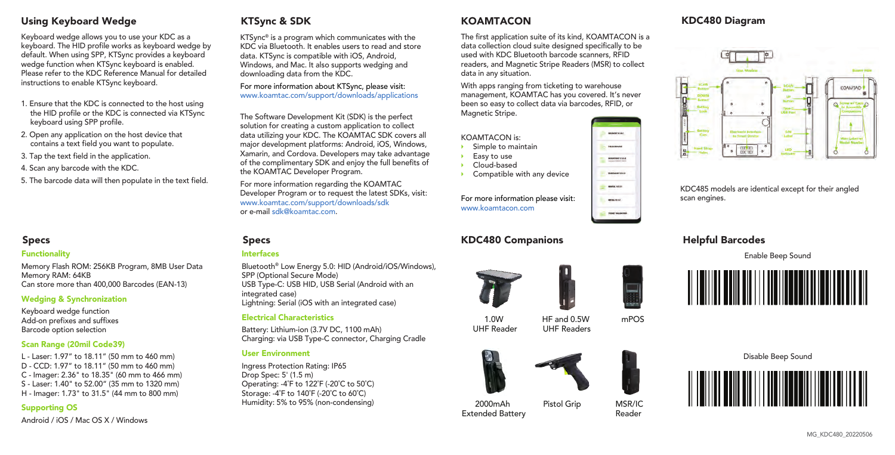## Using Keyboard Wedge

Keyboard wedge allows you to use your KDC as a keyboard. The HID profile works as keyboard wedge by default. When using SPP, KTSync provides a keyboard wedge function when KTSync keyboard is enabled. Please refer to the KDC Reference Manual for detailed instructions to enable KTSync keyboard.

1. Ensure that the KDC is connected to the host using the HID profile or the KDC is connected via KTSync keyboard using SPP profile.
2. Open any application on the host device that contains a text field you want to populate.
3. Tap the text field in the application.
4. Scan any barcode with the KDC.
5. The barcode data will then populate in the text field.

## Specs

### Functionality

Memory Flash ROM: 256KB Program, 8MB User Data
Memory RAM: 64KB
Can store more than 400,000 Barcodes (EAN-13)

### Wedging & Synchronization

Keyboard wedge function
Add-on prefixes and suffixes
Barcode option selection

### Scan Range (20mil Code39)

L - Laser: 1.97" to 18.11" (50 mm to 460 mm)
D - CCD: 1.97" to 18.11" (50 mm to 460 mm)
C - Imager: 2.36" to 18.35" (60 mm to 466 mm)
S - Laser: 1.40" to 52.00" (35 mm to 1320 mm)
H - Imager: 1.73" to 31.5" (44 mm to 800 mm)

### Supporting OS

Android / iOS / Mac OS X / Windows

## KTSync & SDK

KTSync® is a program which communicates with the KDC via Bluetooth. It enables users to read and store data. KTSync is compatible with iOS, Android, Windows, and Mac. It also supports wedging and downloading data from the KDC.

For more information about KTSync, please visit:
www.koamtac.com/support/downloads/applications

The Software Development Kit (SDK) is the perfect solution for creating a custom application to collect data utilizing your KDC. The KOAMTAC SDK covers all major development platforms: Android, iOS, Windows, Xamarin, and Cordova. Developers may take advantage of the complimentary SDK and enjoy the full benefits of the KOAMTAC Developer Program.

For more information regarding the KOAMTAC Developer Program or to request the latest SDKs, visit:
www.koamtac.com/support/downloads/sdk
or e-mail sdk@koamtac.com.

## Specs

### Interfaces

Bluetooth® Low Energy 5.0: HID (Android/iOS/Windows), SPP (Optional Secure Mode)
USB Type-C: USB HID, USB Serial (Android with an integrated case)
Lightning: Serial (iOS with an integrated case)

### Electrical Characteristics

Battery: Lithium-ion (3.7V DC, 1100 mAh)
Charging: via USB Type-C connector, Charging Cradle

### User Environment

Ingress Protection Rating: IP65
Drop Spec: 5' (1.5 m)
Operating: -4˚F to 122˚F (-20˚C to 50˚C)
Storage: -4˚F to 140˚F (-20˚C to 60˚C)
Humidity: 5% to 95% (non-condensing)

## KOAMTACON

The first application suite of its kind, KOAMTACON is a data collection cloud suite designed specifically to be used with KDC Bluetooth barcode scanners, RFID readers, and Magnetic Stripe Readers (MSR) to collect data in any situation.

With apps ranging from ticketing to warehouse management, KOAMTAC has you covered. It's never been so easy to collect data via barcodes, RFID, or Magnetic Stripe.

KOAMTACON is:

- Simple to maintain
- Easy to use
- Cloud-based
- Compatible with any device

For more information please visit:
www.koamtacon.com

## KDC480 Companions

1.0W UHF Reader

HF and 0.5W UHF Readers

mPOS

2000mAh Extended Battery

Pistol Grip

MSR/IC Reader

## KDC480 Diagram

KDC485 models are identical except for their angled scan engines.

## Helpful Barcodes

Enable Beep Sound

Disable Beep Sound

MG_KDC480_20220506